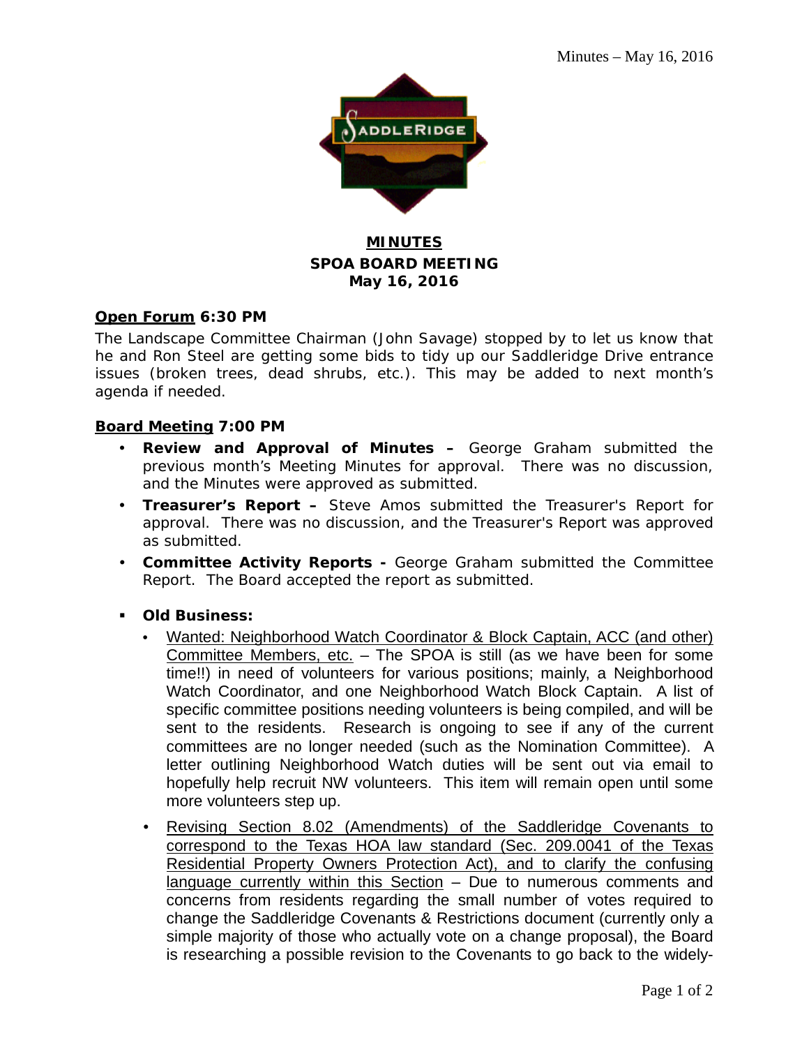# MINUTES
## SPOA BOARD MEETING
## May 16, 2016

**Open Forum 6:30 PM**

The Landscape Committee Chairman (John Savage) stopped by to let us know that he and Ron Steel are getting some bids to tidy up our Saddleridge Drive entrance issues (broken trees, dead shrubs, etc.). This may be added to next month's agenda if needed.

**Board Meeting 7:00 PM**

- **Review and Approval of Minutes –** George Graham submitted the previous month's Meeting Minutes for approval. There was no discussion, and the Minutes were approved as submitted.
- **Treasurer's Report –** Steve Amos submitted the Treasurer's Report for approval. There was no discussion, and the Treasurer's Report was approved as submitted.
- **Committee Activity Reports -** George Graham submitted the Committee Report. The Board accepted the report as submitted.

- **Old Business:**
  - Wanted: Neighborhood Watch Coordinator & Block Captain, ACC (and other) Committee Members, etc. – The SPOA is still (as we have been for some time!!) in need of volunteers for various positions; mainly, a Neighborhood Watch Coordinator, and one Neighborhood Watch Block Captain. A list of specific committee positions needing volunteers is being compiled, and will be sent to the residents. Research is ongoing to see if any of the current committees are no longer needed (such as the Nomination Committee). A letter outlining Neighborhood Watch duties will be sent out via email to hopefully help recruit NW volunteers. This item will remain open until some more volunteers step up.
  - Revising Section 8.02 (Amendments) of the Saddleridge Covenants to correspond to the Texas HOA law standard (Sec. 209.0041 of the Texas Residential Property Owners Protection Act), and to clarify the confusing language currently within this Section – Due to numerous comments and concerns from residents regarding the small number of votes required to change the Saddleridge Covenants & Restrictions document (currently only a simple majority of those who actually vote on a change proposal), the Board is researching a possible revision to the Covenants to go back to the widely-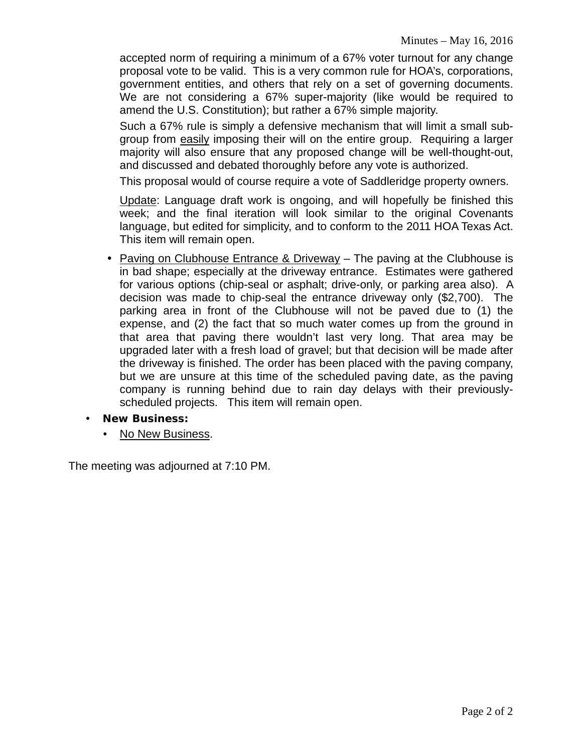accepted norm of requiring a minimum of a 67% voter turnout for any change proposal vote to be valid. This is a very common rule for HOA's, corporations, government entities, and others that rely on a set of governing documents. We are not considering a 67% super-majority (like would be required to amend the U.S. Constitution); but rather a 67% simple majority.

Such a 67% rule is simply a defensive mechanism that will limit a small sub-group from easily imposing their will on the entire group. Requiring a larger majority will also ensure that any proposed change will be well-thought-out, and discussed and debated thoroughly before any vote is authorized.

This proposal would of course require a vote of Saddleridge property owners.

Update: Language draft work is ongoing, and will hopefully be finished this week; and the final iteration will look similar to the original Covenants language, but edited for simplicity, and to conform to the 2011 HOA Texas Act. This item will remain open.

- Paving on Clubhouse Entrance & Driveway – The paving at the Clubhouse is in bad shape; especially at the driveway entrance. Estimates were gathered for various options (chip-seal or asphalt; drive-only, or parking area also). A decision was made to chip-seal the entrance driveway only ($2,700). The parking area in front of the Clubhouse will not be paved due to (1) the expense, and (2) the fact that so much water comes up from the ground in that area that paving there wouldn't last very long. That area may be upgraded later with a fresh load of gravel; but that decision will be made after the driveway is finished. The order has been placed with the paving company, but we are unsure at this time of the scheduled paving date, as the paving company is running behind due to rain day delays with their previously-scheduled projects. This item will remain open.

- **New Business:**
  - No New Business.

The meeting was adjourned at 7:10 PM.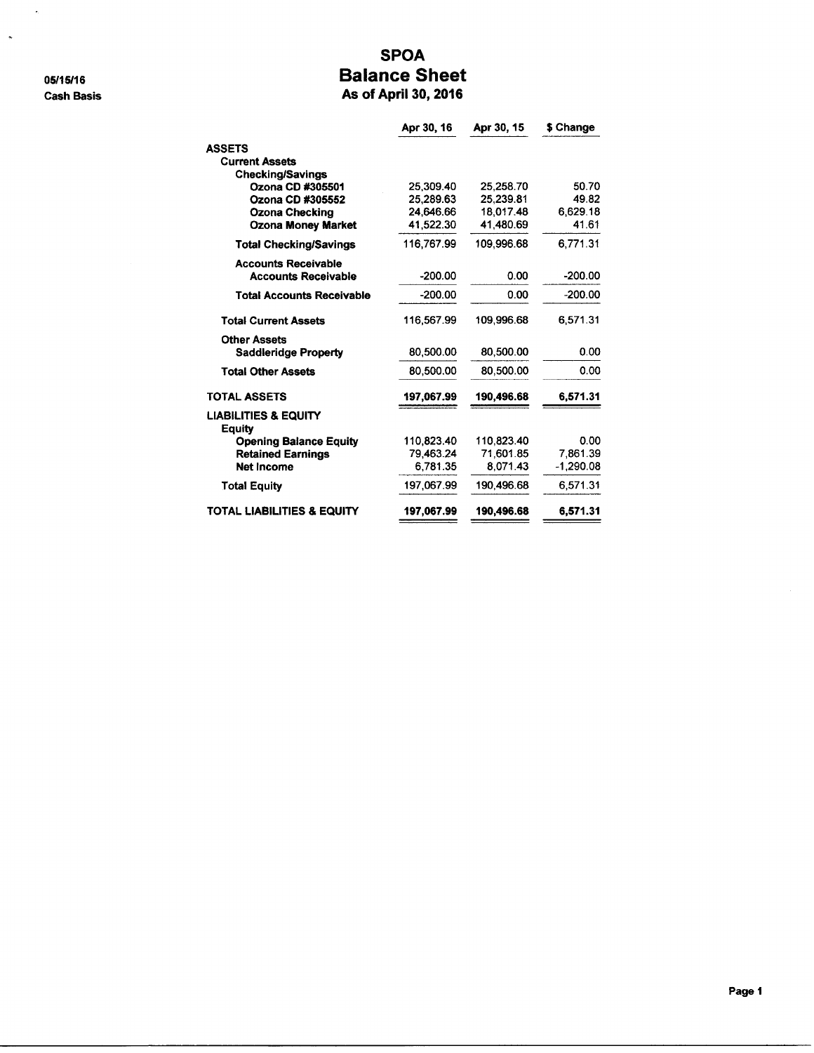05/15/16
Cash Basis

# SPOA
## Balance Sheet
### As of April 30, 2016

| | Apr 30, 16 | Apr 30, 15 | $ Change |
|---|---|---|---|
| **ASSETS** | | | |
| **Current Assets** | | | |
| **Checking/Savings** | | | |
| **Ozona CD #305501** | 25,309.40 | 25,258.70 | 50.70 |
| **Ozona CD #305552** | 25,289.63 | 25,239.81 | 49.82 |
| **Ozona Checking** | 24,646.66 | 18,017.48 | 6,629.18 |
| **Ozona Money Market** | 41,522.30 | 41,480.69 | 41.61 |
| **Total Checking/Savings** | 116,767.99 | 109,996.68 | 6,771.31 |
| **Accounts Receivable** | | | |
| **Accounts Receivable** | -200.00 | 0.00 | -200.00 |
| **Total Accounts Receivable** | -200.00 | 0.00 | -200.00 |
| **Total Current Assets** | 116,567.99 | 109,996.68 | 6,571.31 |
| **Other Assets** | | | |
| **Saddleridge Property** | 80,500.00 | 80,500.00 | 0.00 |
| **Total Other Assets** | 80,500.00 | 80,500.00 | 0.00 |
| **TOTAL ASSETS** | **197,067.99** | **190,496.68** | **6,571.31** |
| **LIABILITIES & EQUITY** | | | |
| **Equity** | | | |
| **Opening Balance Equity** | 110,823.40 | 110,823.40 | 0.00 |
| **Retained Earnings** | 79,463.24 | 71,601.85 | 7,861.39 |
| **Net Income** | 6,781.35 | 8,071.43 | -1,290.08 |
| **Total Equity** | 197,067.99 | 190,496.68 | 6,571.31 |
| **TOTAL LIABILITIES & EQUITY** | **197,067.99** | **190,496.68** | **6,571.31** |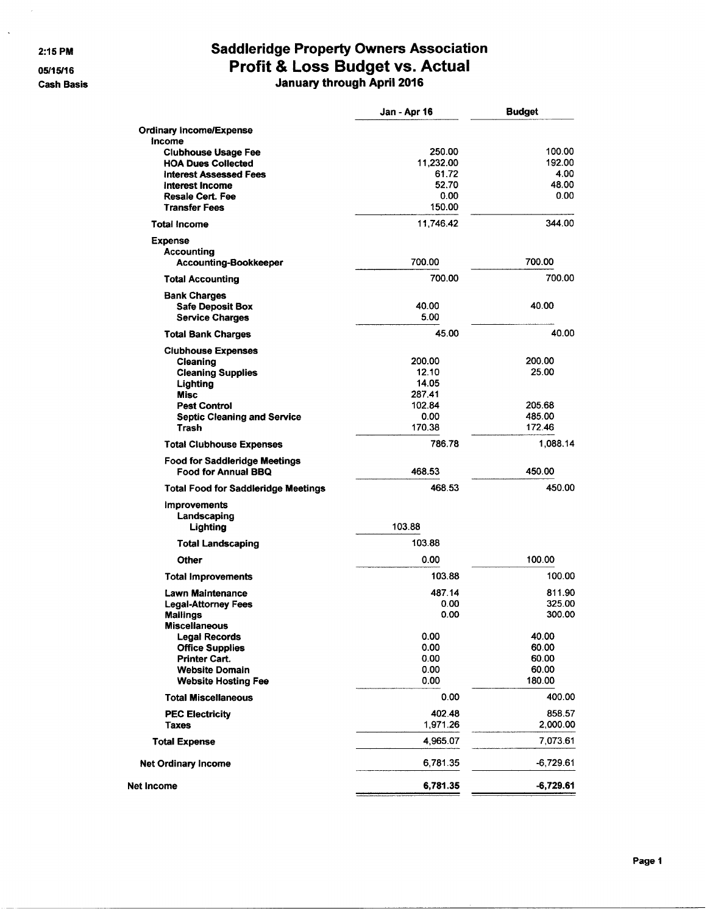2:15 PM

05/15/16

Cash Basis

# Saddleridge Property Owners Association
## Profit & Loss Budget vs. Actual
### January through April 2016

| | Jan - Apr 16 | Budget |
|---|---|---|
| **Ordinary Income/Expense** | | |
| **Income** | | |
| **Clubhouse Usage Fee** | 250.00 | 100.00 |
| **HOA Dues Collected** | 11,232.00 | 192.00 |
| **Interest Assessed Fees** | 61.72 | 4.00 |
| **Interest Income** | 52.70 | 48.00 |
| **Resale Cert. Fee** | 0.00 | 0.00 |
| **Transfer Fees** | 150.00 | |
| **Total Income** | 11,746.42 | 344.00 |
| **Expense** | | |
| **Accounting** | | |
| **Accounting-Bookkeeper** | 700.00 | 700.00 |
| **Total Accounting** | 700.00 | 700.00 |
| **Bank Charges** | | |
| **Safe Deposit Box** | 40.00 | 40.00 |
| **Service Charges** | 5.00 | |
| **Total Bank Charges** | 45.00 | 40.00 |
| **Clubhouse Expenses** | | |
| **Cleaning** | 200.00 | 200.00 |
| **Cleaning Supplies** | 12.10 | 25.00 |
| **Lighting** | 14.05 | |
| **Misc** | 287.41 | |
| **Pest Control** | 102.84 | 205.68 |
| **Septic Cleaning and Service** | 0.00 | 485.00 |
| **Trash** | 170.38 | 172.46 |
| **Total Clubhouse Expenses** | 786.78 | 1,088.14 |
| **Food for Saddleridge Meetings** | | |
| **Food for Annual BBQ** | 468.53 | 450.00 |
| **Total Food for Saddleridge Meetings** | 468.53 | 450.00 |
| **Improvements** | | |
| **Landscaping** | | |
| **Lighting** | 103.88 | |
| **Total Landscaping** | 103.88 | |
| **Other** | 0.00 | 100.00 |
| **Total Improvements** | 103.88 | 100.00 |
| **Lawn Maintenance** | 487.14 | 811.90 |
| **Legal-Attorney Fees** | 0.00 | 325.00 |
| **Mailings** | 0.00 | 300.00 |
| **Miscellaneous** | | |
| **Legal Records** | 0.00 | 40.00 |
| **Office Supplies** | 0.00 | 60.00 |
| **Printer Cart.** | 0.00 | 60.00 |
| **Website Domain** | 0.00 | 60.00 |
| **Website Hosting Fee** | 0.00 | 180.00 |
| **Total Miscellaneous** | 0.00 | 400.00 |
| **PEC Electricity** | 402.48 | 858.57 |
| **Taxes** | 1,971.26 | 2,000.00 |
| **Total Expense** | 4,965.07 | 7,073.61 |
| **Net Ordinary Income** | 6,781.35 | -6,729.61 |
| **Net Income** | **6,781.35** | **-6,729.61** |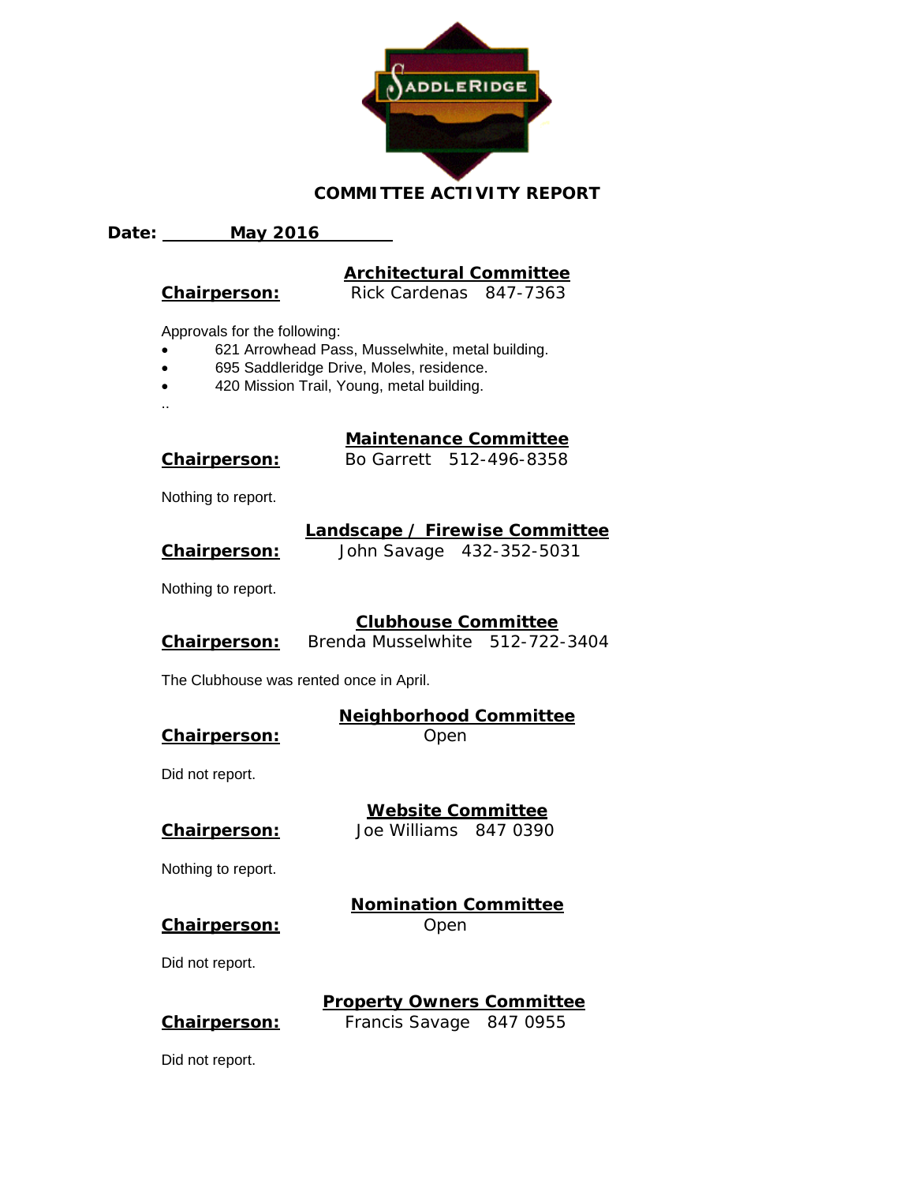# COMMITTEE ACTIVITY REPORT

**Date:** **May 2016**

## Architectural Committee

**Chairperson:** Rick Cardenas 847-7363

Approvals for the following:

- 621 Arrowhead Pass, Musselwhite, metal building.
- 695 Saddleridge Drive, Moles, residence.
- 420 Mission Trail, Young, metal building.

..

## Maintenance Committee

**Chairperson:** Bo Garrett 512-496-8358

Nothing to report.

## Landscape / Firewise Committee

**Chairperson:** John Savage 432-352-5031

Nothing to report.

## Clubhouse Committee

**Chairperson:** Brenda Musselwhite 512-722-3404

The Clubhouse was rented once in April.

## Neighborhood Committee

**Chairperson:** Open

Did not report.

## Website Committee

**Chairperson:** Joe Williams 847 0390

Nothing to report.

## Nomination Committee

**Chairperson:** Open

Did not report.

## Property Owners Committee

**Chairperson:** Francis Savage 847 0955

Did not report.